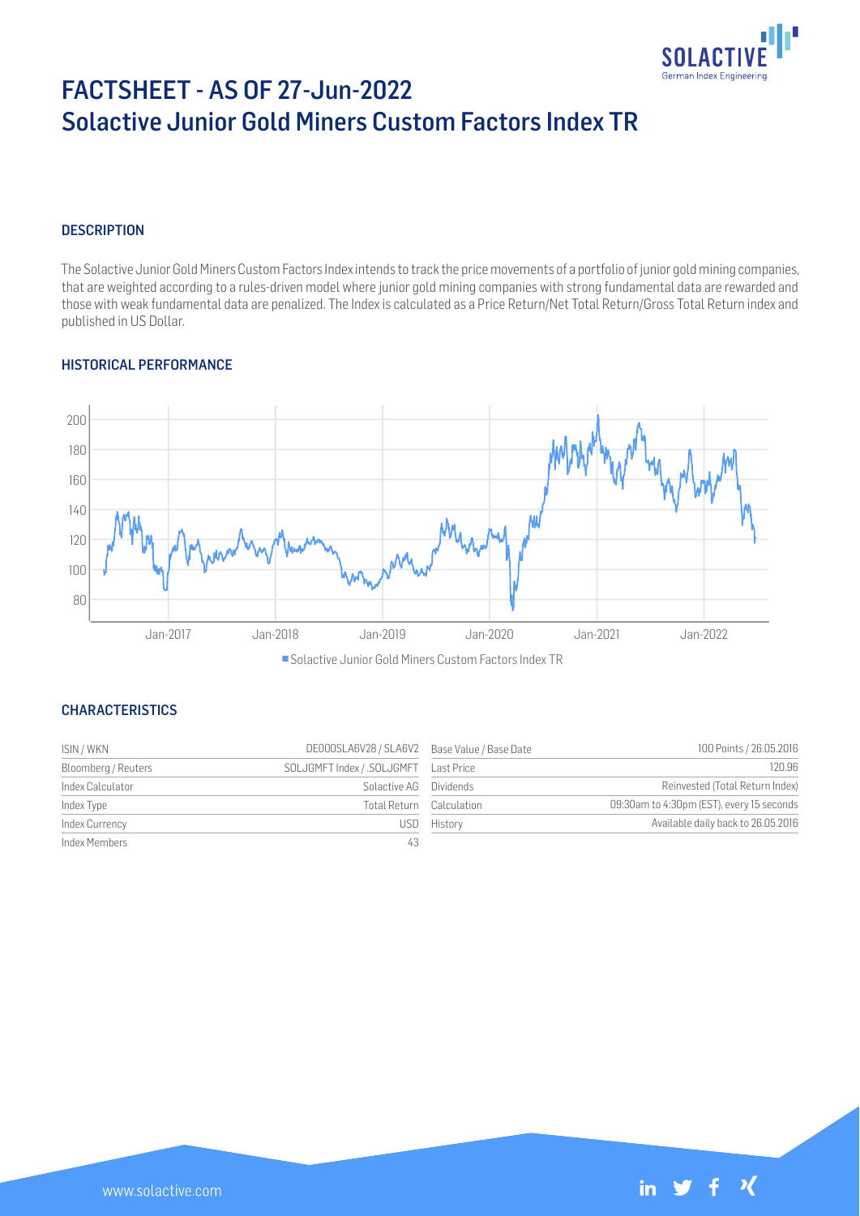# FACTSHEET - AS OF 27-Jun-2022
# Solactive Junior Gold Miners Custom Factors Index TR

## DESCRIPTION

The Solactive Junior Gold Miners Custom Factors Index intends to track the price movements of a portfolio of junior gold mining companies, that are weighted according to a rules-driven model where junior gold mining companies with strong fundamental data are rewarded and those with weak fundamental data are penalized. The Index is calculated as a Price Return/Net Total Return/Gross Total Return index and published in US Dollar.

## HISTORICAL PERFORMANCE

200
180
160
140
120
100
80

Jan-2017 Jan-2018 Jan-2019 Jan-2020 Jan-2021 Jan-2022

Solactive Junior Gold Miners Custom Factors Index TR

## CHARACTERISTICS

| | | | |
|---|---|---|---|
| ISIN / WKN | DE000SLA6V28 / SLA6V2 | Base Value / Base Date | 100 Points / 26.05.2016 |
| Bloomberg / Reuters | SOLJGMFT Index / .SOLJGMFT | Last Price | 120.96 |
| Index Calculator | Solactive AG | Dividends | Reinvested (Total Return Index) |
| Index Type | Total Return | Calculation | 09:30am to 4:30pm (EST), every 15 seconds |
| Index Currency | USD | History | Available daily back to 26.05.2016 |
| Index Members | 43 | | |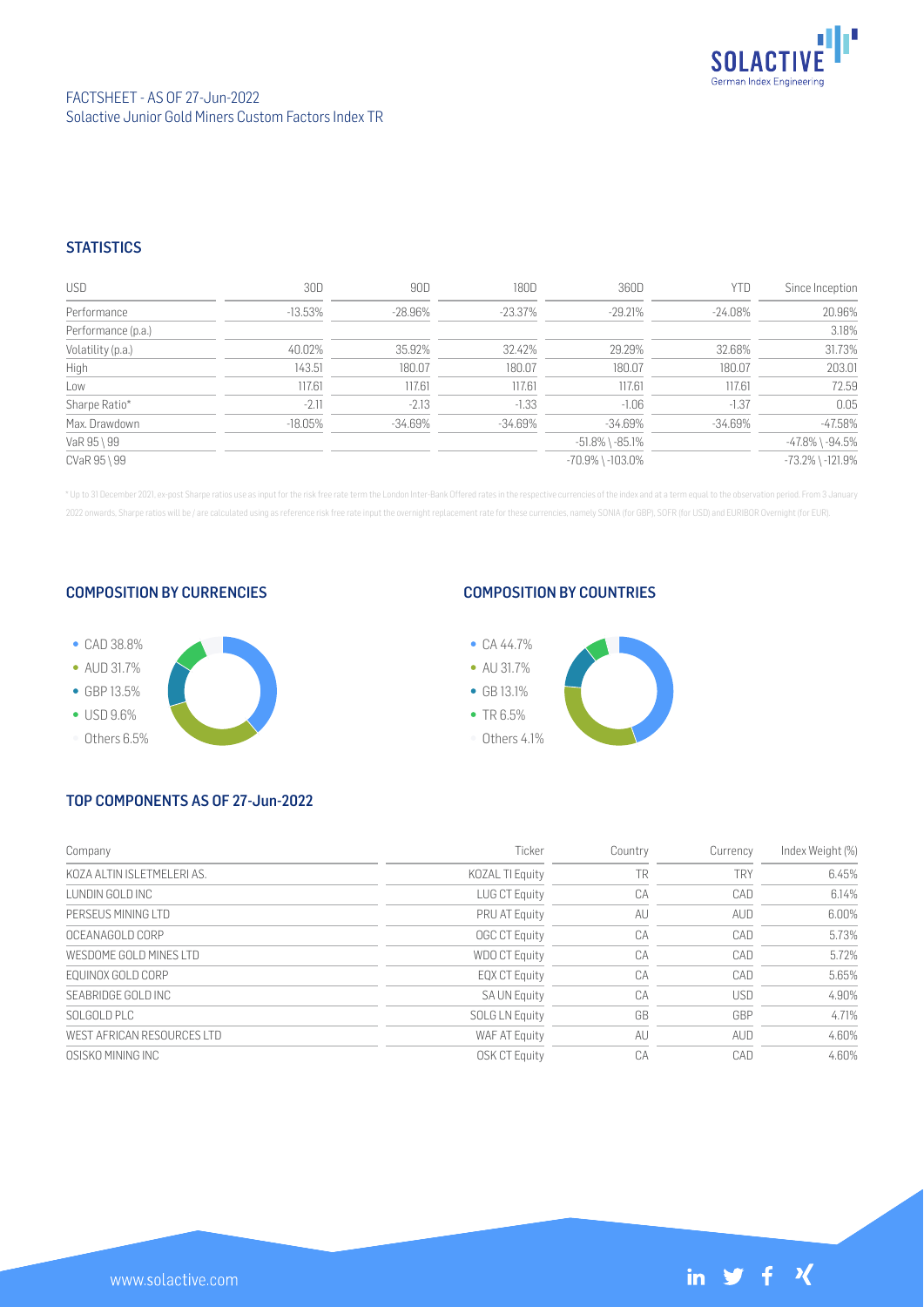FACTSHEET - AS OF 27-Jun-2022
Solactive Junior Gold Miners Custom Factors Index TR

## STATISTICS

| USD | 30D | 90D | 180D | 360D | YTD | Since Inception |
|---|---|---|---|---|---|---|
| Performance | -13.53% | -28.96% | -23.37% | -29.21% | -24.08% | 20.96% |
| Performance (p.a.) | | | | | | 3.18% |
| Volatility (p.a.) | 40.02% | 35.92% | 32.42% | 29.29% | 32.68% | 31.73% |
| High | 143.51 | 180.07 | 180.07 | 180.07 | 180.07 | 203.01 |
| Low | 117.61 | 117.61 | 117.61 | 117.61 | 117.61 | 72.59 |
| Sharpe Ratio* | -2.11 | -2.13 | -1.33 | -1.06 | -1.37 | 0.05 |
| Max. Drawdown | -18.05% | -34.69% | -34.69% | -34.69% | -34.69% | -47.58% |
| VaR 95 \ 99 | | | | -51.8% \ -85.1% | | -47.8% \ -94.5% |
| CVaR 95 \ 99 | | | | -70.9% \ -103.0% | | -73.2% \ -121.9% |

* Up to 31 December 2021, ex-post Sharpe ratios use as input for the risk free rate term the London Inter-Bank Offered rates in the respective currencies of the index and at a term equal to the observation period. From 3 January 2022 onwards, Sharpe ratios will be / are calculated using as reference risk free rate input the overnight replacement rate for these currencies, namely SONIA (for GBP), SOFR (for USD) and EURIBOR Overnight (for EUR).

## COMPOSITION BY CURRENCIES

CAD 38.8%
AUD 31.7%
GBP 13.5%
USD 9.6%
Others 6.5%

## COMPOSITION BY COUNTRIES

CA 44.7%
AU 31.7%
GB 13.1%
TR 6.5%
Others 4.1%

## TOP COMPONENTS AS OF 27-Jun-2022

| Company | Ticker | Country | Currency | Index Weight (%) |
|---|---|---|---|---|
| KOZA ALTIN ISLETMELERI AS. | KOZAL TI Equity | TR | TRY | 6.45% |
| LUNDIN GOLD INC | LUG CT Equity | CA | CAD | 6.14% |
| PERSEUS MINING LTD | PRU AT Equity | AU | AUD | 6.00% |
| OCEANAGOLD CORP | OGC CT Equity | CA | CAD | 5.73% |
| WESDOME GOLD MINES LTD | WDO CT Equity | CA | CAD | 5.72% |
| EQUINOX GOLD CORP | EQX CT Equity | CA | CAD | 5.65% |
| SEABRIDGE GOLD INC | SA UN Equity | CA | USD | 4.90% |
| SOLGOLD PLC | SOLG LN Equity | GB | GBP | 4.71% |
| WEST AFRICAN RESOURCES LTD | WAF AT Equity | AU | AUD | 4.60% |
| OSISKO MINING INC | OSK CT Equity | CA | CAD | 4.60% |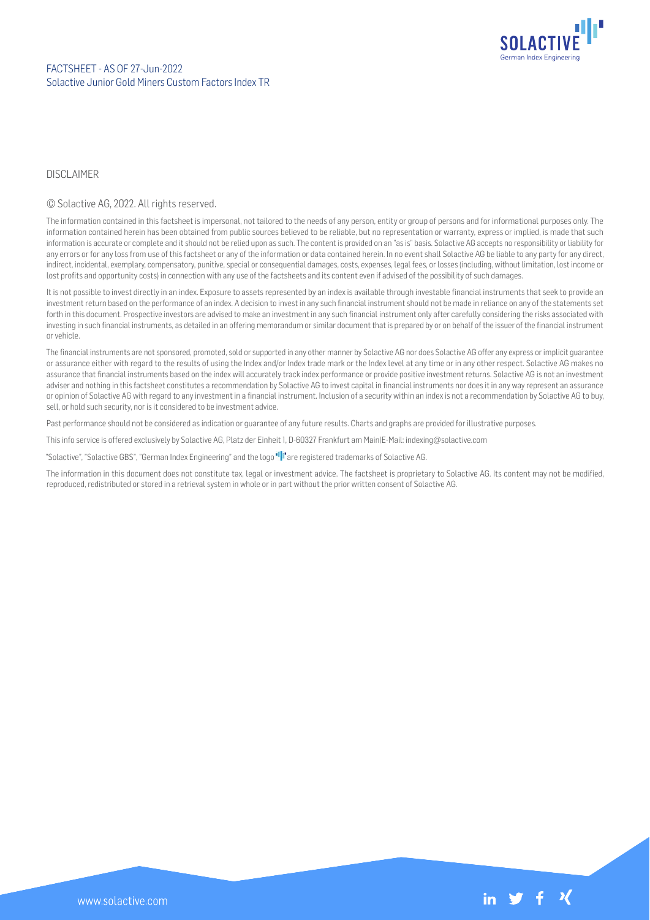DISCLAIMER

© Solactive AG, 2022. All rights reserved.

The information contained in this factsheet is impersonal, not tailored to the needs of any person, entity or group of persons and for informational purposes only. The information contained herein has been obtained from public sources believed to be reliable, but no representation or warranty, express or implied, is made that such information is accurate or complete and it should not be relied upon as such. The content is provided on an "as is" basis. Solactive AG accepts no responsibility or liability for any errors or for any loss from use of this factsheet or any of the information or data contained herein. In no event shall Solactive AG be liable to any party for any direct, indirect, incidental, exemplary, compensatory, punitive, special or consequential damages, costs, expenses, legal fees, or losses (including, without limitation, lost income or lost profits and opportunity costs) in connection with any use of the factsheets and its content even if advised of the possibility of such damages.

It is not possible to invest directly in an index. Exposure to assets represented by an index is available through investable financial instruments that seek to provide an investment return based on the performance of an index. A decision to invest in any such financial instrument should not be made in reliance on any of the statements set forth in this document. Prospective investors are advised to make an investment in any such financial instrument only after carefully considering the risks associated with investing in such financial instruments, as detailed in an offering memorandum or similar document that is prepared by or on behalf of the issuer of the financial instrument or vehicle.

The financial instruments are not sponsored, promoted, sold or supported in any other manner by Solactive AG nor does Solactive AG offer any express or implicit guarantee or assurance either with regard to the results of using the Index and/or Index trade mark or the Index level at any time or in any other respect. Solactive AG makes no assurance that financial instruments based on the index will accurately track index performance or provide positive investment returns. Solactive AG is not an investment adviser and nothing in this factsheet constitutes a recommendation by Solactive AG to invest capital in financial instruments nor does it in any way represent an assurance or opinion of Solactive AG with regard to any investment in a financial instrument. Inclusion of a security within an index is not a recommendation by Solactive AG to buy, sell, or hold such security, nor is it considered to be investment advice.

Past performance should not be considered as indication or guarantee of any future results. Charts and graphs are provided for illustrative purposes.

This info service is offered exclusively by Solactive AG, Platz der Einheit 1, D-60327 Frankfurt am Main|E-Mail: indexing@solactive.com

"Solactive", "Solactive GBS", "German Index Engineering" and the logo are registered trademarks of Solactive AG.

The information in this document does not constitute tax, legal or investment advice. The factsheet is proprietary to Solactive AG. Its content may not be modified, reproduced, redistributed or stored in a retrieval system in whole or in part without the prior written consent of Solactive AG.